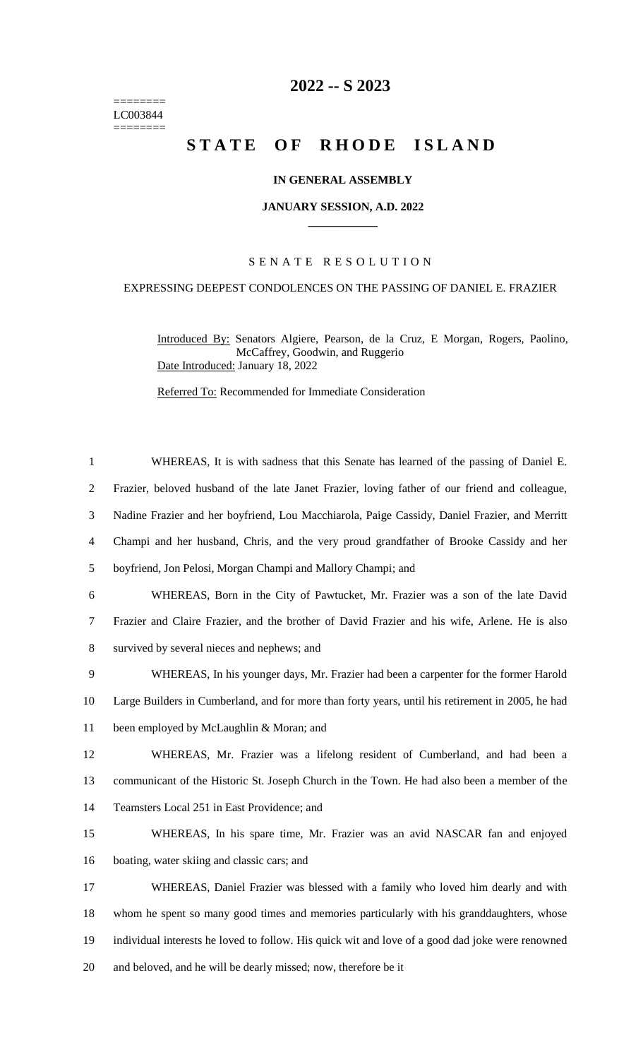========
LC003844
========

# 2022 -- S 2023

# STATE OF RHODE ISLAND

### IN GENERAL ASSEMBLY

### JANUARY SESSION, A.D. 2022

SENATE RESOLUTION

EXPRESSING DEEPEST CONDOLENCES ON THE PASSING OF DANIEL E. FRAZIER

Introduced By: Senators Algiere, Pearson, de la Cruz, E Morgan, Rogers, Paolino, McCaffrey, Goodwin, and Ruggerio

Date Introduced: January 18, 2022

Referred To: Recommended for Immediate Consideration

WHEREAS, It is with sadness that this Senate has learned of the passing of Daniel E. Frazier, beloved husband of the late Janet Frazier, loving father of our friend and colleague, Nadine Frazier and her boyfriend, Lou Macchiarola, Paige Cassidy, Daniel Frazier, and Merritt Champi and her husband, Chris, and the very proud grandfather of Brooke Cassidy and her boyfriend, Jon Pelosi, Morgan Champi and Mallory Champi; and

WHEREAS, Born in the City of Pawtucket, Mr. Frazier was a son of the late David Frazier and Claire Frazier, and the brother of David Frazier and his wife, Arlene. He is also survived by several nieces and nephews; and

WHEREAS, In his younger days, Mr. Frazier had been a carpenter for the former Harold Large Builders in Cumberland, and for more than forty years, until his retirement in 2005, he had been employed by McLaughlin & Moran; and

WHEREAS, Mr. Frazier was a lifelong resident of Cumberland, and had been a communicant of the Historic St. Joseph Church in the Town. He had also been a member of the Teamsters Local 251 in East Providence; and

WHEREAS, In his spare time, Mr. Frazier was an avid NASCAR fan and enjoyed boating, water skiing and classic cars; and

WHEREAS, Daniel Frazier was blessed with a family who loved him dearly and with whom he spent so many good times and memories particularly with his granddaughters, whose individual interests he loved to follow. His quick wit and love of a good dad joke were renowned and beloved, and he will be dearly missed; now, therefore be it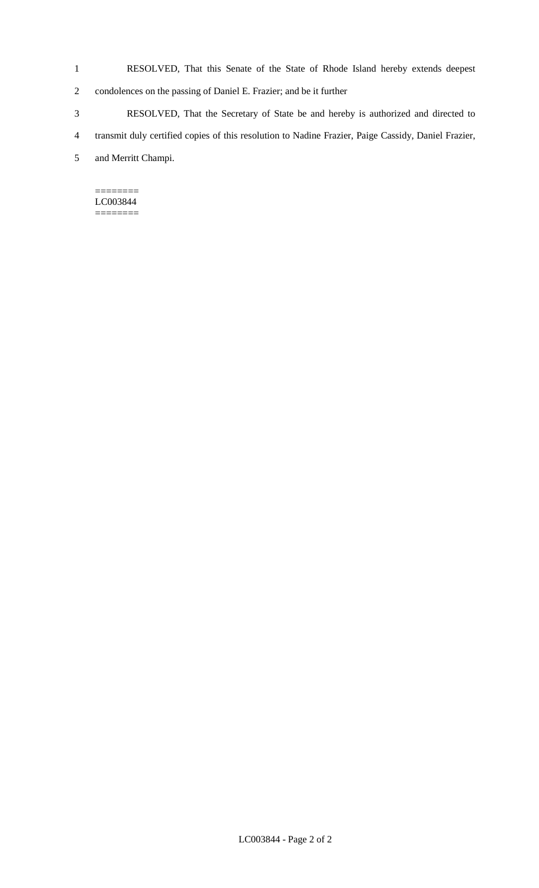RESOLVED, That this Senate of the State of Rhode Island hereby extends deepest condolences on the passing of Daniel E. Frazier; and be it further

RESOLVED, That the Secretary of State be and hereby is authorized and directed to transmit duly certified copies of this resolution to Nadine Frazier, Paige Cassidy, Daniel Frazier, and Merritt Champi.

========
LC003844
========